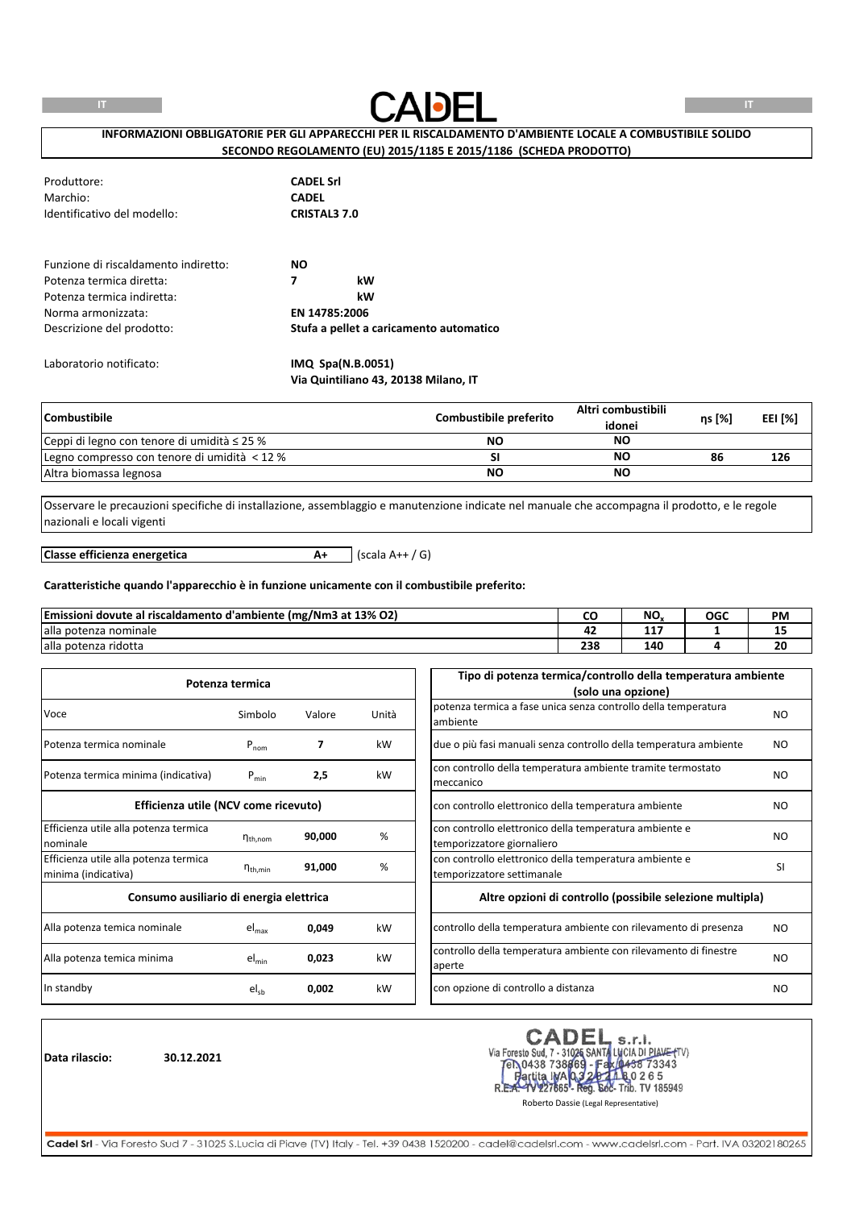IT

CADEL

IT

## INFORMAZIONI OBBLIGATORIE PER GLI APPARECCHI PER IL RISCALDAMENTO D'AMBIENTE LOCALE A COMBUSTIBILE SOLIDO SECONDO REGOLAMENTO (EU) 2015/1185 E 2015/1186 (SCHEDA PRODOTTO)

| | |
|---|---|
| Produttore: | **CADEL Srl** |
| Marchio: | **CADEL** |
| Identificativo del modello: | **CRISTAL3 7.0** |

| | | |
|---|---|---|
| Funzione di riscaldamento indiretto: | **NO** | |
| Potenza termica diretta: | **7** | **kW** |
| Potenza termica indiretta: | | **kW** |
| Norma armonizzata: | **EN 14785:2006** | |
| Descrizione del prodotto: | **Stufa a pellet a caricamento automatico** | |

Laboratorio notificato: **IMQ Spa(N.B.0051)**
**Via Quintiliano 43, 20138 Milano, IT**

| Combustibile | Combustibile preferito | Altri combustibili idonei | ηs [%] | EEI [%] |
|---|---|---|---|---|
| Ceppi di legno con tenore di umidità ≤ 25 % | NO | NO | | |
| Legno compresso con tenore di umidità < 12 % | SI | NO | 86 | 126 |
| Altra biomassa legnosa | NO | NO | | |

Osservare le precauzioni specifiche di installazione, assemblaggio e manutenzione indicate nel manuale che accompagna il prodotto, e le regole nazionali e locali vigenti

**Classe efficienza energetica** **A+** (scala A++ / G)

**Caratteristiche quando l'apparecchio è in funzione unicamente con il combustibile preferito:**

| Emissioni dovute al riscaldamento d'ambiente (mg/Nm3 at 13% O2) | CO | $NO_x$ | OGC | PM |
|---|---|---|---|---|
| alla potenza nominale | 42 | 117 | 1 | 15 |
| alla potenza ridotta | 238 | 140 | 4 | 20 |

| Potenza termica | | | |
|---|---|---|---|
| Voce | Simbolo | Valore | Unità |
| Potenza termica nominale | $P_{nom}$ | **7** | kW |
| Potenza termica minima (indicativa) | $P_{min}$ | **2,5** | kW |
| **Efficienza utile (NCV come ricevuto)** | | | |
| Efficienza utile alla potenza termica nominale | $\eta_{th,nom}$ | **90,000** | % |
| Efficienza utile alla potenza termica minima (indicativa) | $\eta_{th,min}$ | **91,000** | % |
| **Consumo ausiliario di energia elettrica** | | | |
| Alla potenza temica nominale | $el_{max}$ | **0,049** | kW |
| Alla potenza temica minima | $el_{min}$ | **0,023** | kW |
| In standby | $el_{sb}$ | **0,002** | kW |

| Tipo di potenza termica/controllo della temperatura ambiente (solo una opzione) | |
|---|---|
| potenza termica a fase unica senza controllo della temperatura ambiente | NO |
| due o più fasi manuali senza controllo della temperatura ambiente | NO |
| con controllo della temperatura ambiente tramite termostato meccanico | NO |
| con controllo elettronico della temperatura ambiente | NO |
| con controllo elettronico della temperatura ambiente e temporizzatore giornaliero | NO |
| con controllo elettronico della temperatura ambiente e temporizzatore settimanale | SI |
| **Altre opzioni di controllo (possibile selezione multipla)** | |
| controllo della temperatura ambiente con rilevamento di presenza | NO |
| controllo della temperatura ambiente con rilevamento di finestre aperte | NO |
| con opzione di controllo a distanza | NO |

**Data rilascio:** **30.12.2021**

CADEL s.r.l.
Via Foresto Sud, 7 - 31025 SANTA LUCIA DI PIAVE (TV)
Tel. 0438 738669 - Fax 0438 73343
Partita IVA 03202180265
R.E.A. TV 227665 - Reg. Soc. Trib. TV 185949

Roberto Dassie (Legal Representative)

**Cadel Srl** - Via Foresto Sud 7 - 31025 S.Lucia di Piave (TV) Italy - Tel. +39 0438 1520200 - cadel@cadelsrl.com - www.cadelsrl.com - Part. IVA 03202180265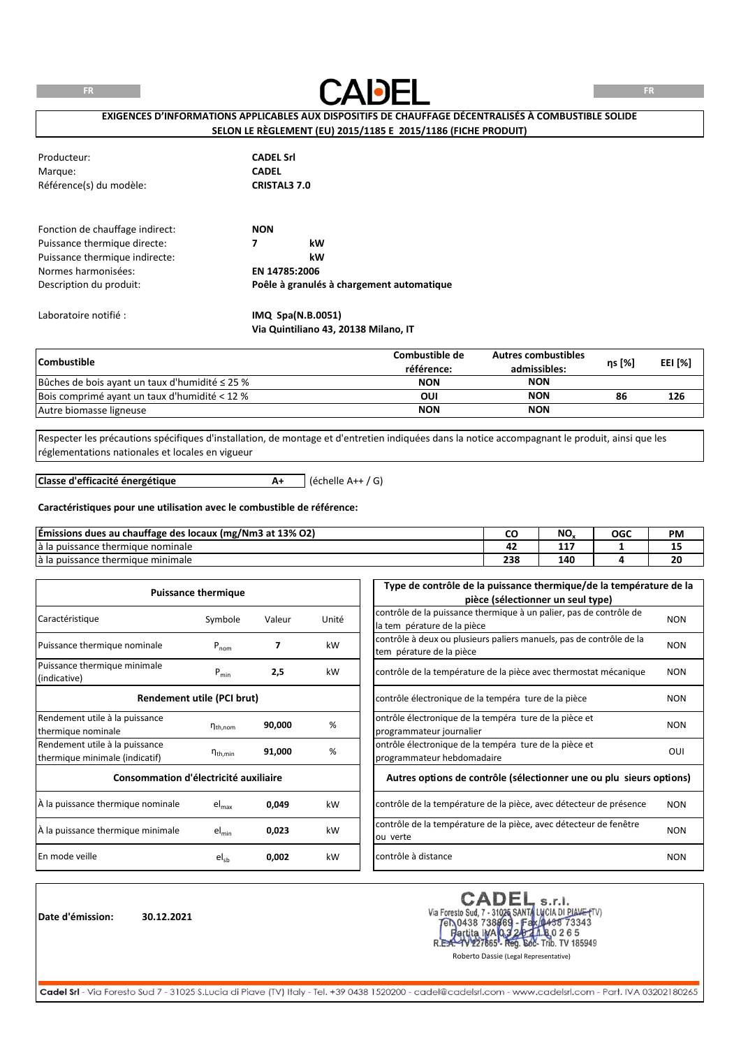# CADEL

**EXIGENCES D'INFORMATIONS APPLICABLES AUX DISPOSITIFS DE CHAUFFAGE DÉCENTRALISÉS À COMBUSTIBLE SOLIDE SELON LE RÈGLEMENT (EU) 2015/1185 E 2015/1186 (FICHE PRODUIT)**

| | |
|---|---|
| Producteur: | **CADEL Srl** |
| Marque: | **CADEL** |
| Référence(s) du modèle: | **CRISTAL3 7.0** |

| | | |
|---|---|---|
| Fonction de chauffage indirect: | **NON** | |
| Puissance thermique directe: | **7** | **kW** |
| Puissance thermique indirecte: | | **kW** |
| Normes harmonisées: | **EN 14785:2006** | |
| Description du produit: | **Poêle à granulés à chargement automatique** | |

Laboratoire notifié : **IMQ Spa(N.B.0051)**
**Via Quintiliano 43, 20138 Milano, IT**

| Combustible | Combustible de référence: | Autres combustibles admissibles: | ηs [%] | EEI [%] |
|---|---|---|---|---|
| Bûches de bois ayant un taux d'humidité ≤ 25 % | NON | NON | | |
| Bois comprimé ayant un taux d'humidité < 12 % | OUI | NON | 86 | 126 |
| Autre biomasse ligneuse | NON | NON | | |

Respecter les précautions spécifiques d'installation, de montage et d'entretien indiquées dans la notice accompagnant le produit, ainsi que les réglementations nationales et locales en vigueur

**Classe d'efficacité énergétique** **A+** (échelle A++ / G)

**Caractéristiques pour une utilisation avec le combustible de référence:**

| Émissions dues au chauffage des locaux (mg/Nm3 at 13% O2) | CO | $NO_x$ | OGC | PM |
|---|---|---|---|---|
| à la puissance thermique nominale | 42 | 117 | 1 | 15 |
| à la puissance thermique minimale | 238 | 140 | 4 | 20 |

| Puissance thermique | | | |
|---|---|---|---|
| Caractéristique | Symbole | Valeur | Unité |
| Puissance thermique nominale | $P_{nom}$ | **7** | kW |
| Puissance thermique minimale (indicative) | $P_{min}$ | **2,5** | kW |
| **Rendement utile (PCI brut)** | | | |
| Rendement utile à la puissance thermique nominale | $\eta_{th,nom}$ | **90,000** | % |
| Rendement utile à la puissance thermique minimale (indicatif) | $\eta_{th,min}$ | **91,000** | % |
| **Consommation d'électricité auxiliaire** | | | |
| À la puissance thermique nominale | $el_{max}$ | **0,049** | kW |
| À la puissance thermique minimale | $el_{min}$ | **0,023** | kW |
| En mode veille | $el_{sb}$ | **0,002** | kW |

| Type de contrôle de la puissance thermique/de la température de la pièce (sélectionner un seul type) | |
|---|---|
| contrôle de la puissance thermique à un palier, pas de contrôle de la tem pérature de la pièce | NON |
| contrôle à deux ou plusieurs paliers manuels, pas de contrôle de la tem pérature de la pièce | NON |
| contrôle de la température de la pièce avec thermostat mécanique | NON |
| contrôle électronique de la tempéra ture de la pièce | NON |
| ontrôle électronique de la tempéra ture de la pièce et programmateur journalier | NON |
| ontrôle électronique de la tempéra ture de la pièce et programmateur hebdomadaire | OUI |
| **Autres options de contrôle (sélectionner une ou plu sieurs options)** | |
| contrôle de la température de la pièce, avec détecteur de présence | NON |
| contrôle de la température de la pièce, avec détecteur de fenêtre ou verte | NON |
| contrôle à distance | NON |

**Date d'émission:** **30.12.2021**

CADEL s.r.l.
Via Foresto Sud, 7 - 31025 SANTA LUCIA DI PIAVE (TV)
Tel. 0438 738669 - Fax 0438 73343
Partita IVA 03202180265
R.E.A. TV 227665 - Reg. Soc. Trib. TV 185949

Roberto Dassie (Legal Representative)

**Cadel Srl** - Via Foresto Sud 7 - 31025 S.Lucia di Piave (TV) Italy - Tel. +39 0438 1520200 - cadel@cadelsrl.com - www.cadelsrl.com - Part. IVA 03202180265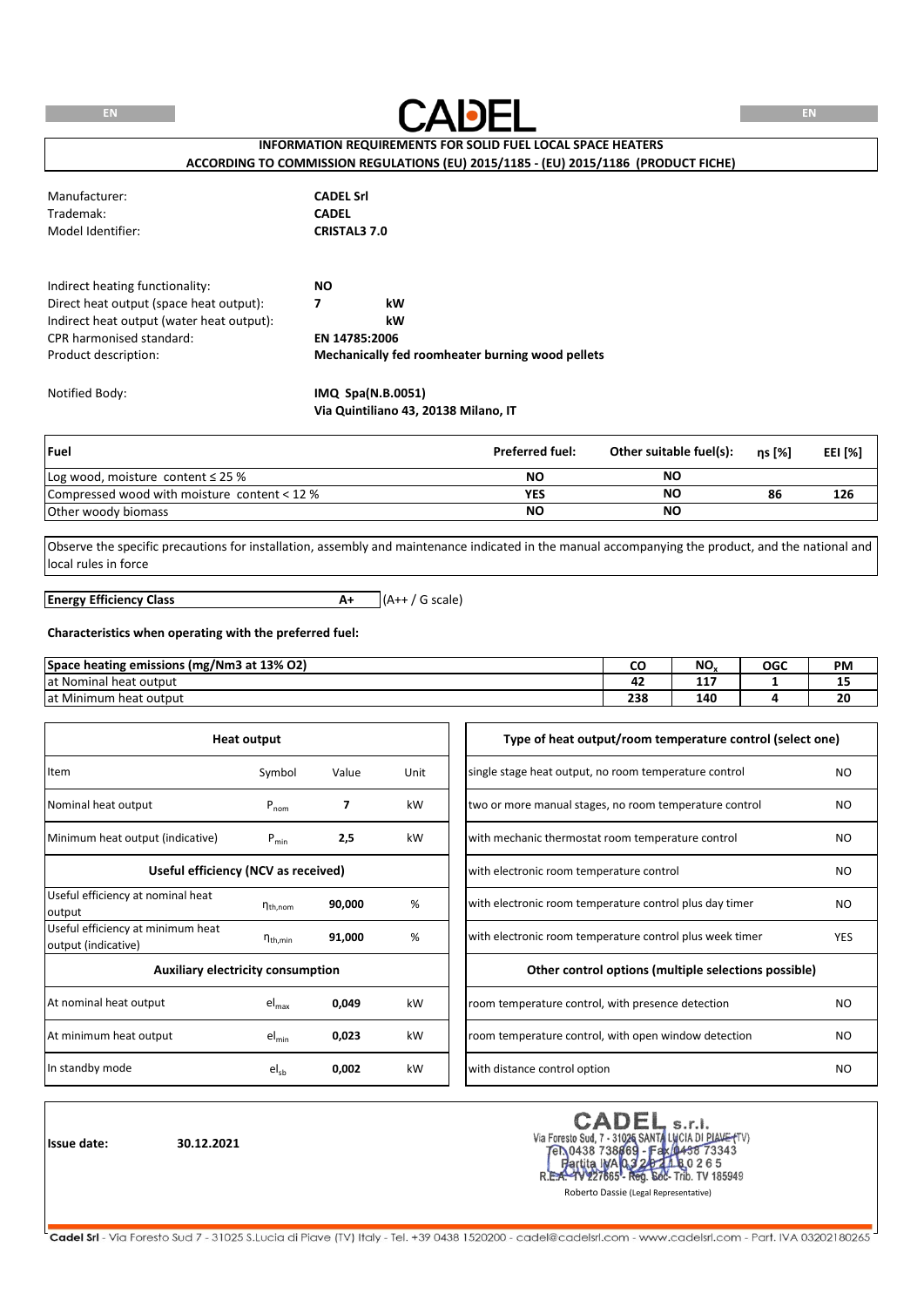# CADEL

**INFORMATION REQUIREMENTS FOR SOLID FUEL LOCAL SPACE HEATERS**
**ACCORDING TO COMMISSION REGULATIONS (EU) 2015/1185 - (EU) 2015/1186 (PRODUCT FICHE)**

| | |
|---|---|
| Manufacturer: | **CADEL Srl** |
| Trademak: | **CADEL** |
| Model Identifier: | **CRISTAL3 7.0** |

| | | |
|---|---|---|
| Indirect heating functionality: | **NO** | |
| Direct heat output (space heat output): | **7** | **kW** |
| Indirect heat output (water heat output): | | **kW** |
| CPR harmonised standard: | **EN 14785:2006** | |
| Product description: | **Mechanically fed roomheater burning wood pellets** | |

Notified Body: **IMQ Spa(N.B.0051)**
**Via Quintiliano 43, 20138 Milano, IT**

| **Fuel** | **Preferred fuel:** | **Other suitable fuel(s):** | **ηs [%]** | **EEI [%]** |
|---|---|---|---|---|
| Log wood, moisture content ≤ 25 % | **NO** | **NO** | | |
| Compressed wood with moisture content < 12 % | **YES** | **NO** | **86** | **126** |
| Other woody biomass | **NO** | **NO** | | |

Observe the specific precautions for installation, assembly and maintenance indicated in the manual accompanying the product, and the national and local rules in force

**Energy Efficiency Class** **A+** (A++ / G scale)

**Characteristics when operating with the preferred fuel:**

| **Space heating emissions (mg/Nm3 at 13% O2)** | **CO** | **$NO_x$** | **OGC** | **PM** |
|---|---|---|---|---|
| at Nominal heat output | **42** | **117** | **1** | **15** |
| at Minimum heat output | **238** | **140** | **4** | **20** |

| **Heat output** | | | |
|---|---|---|---|
| Item | Symbol | Value | Unit |
| Nominal heat output | $P_{nom}$ | **7** | kW |
| Minimum heat output (indicative) | $P_{min}$ | **2,5** | kW |
| **Useful efficiency (NCV as received)** | | | |
| Useful efficiency at nominal heat output | $\eta_{th,nom}$ | **90,000** | % |
| Useful efficiency at minimum heat output (indicative) | $\eta_{th,min}$ | **91,000** | % |
| **Auxiliary electricity consumption** | | | |
| At nominal heat output | $el_{max}$ | **0,049** | kW |
| At minimum heat output | $el_{min}$ | **0,023** | kW |
| In standby mode | $el_{sb}$ | **0,002** | kW |

| **Type of heat output/room temperature control (select one)** | |
|---|---|
| single stage heat output, no room temperature control | NO |
| two or more manual stages, no room temperature control | NO |
| with mechanic thermostat room temperature control | NO |
| with electronic room temperature control | NO |
| with electronic room temperature control plus day timer | NO |
| with electronic room temperature control plus week timer | YES |
| **Other control options (multiple selections possible)** | |
| room temperature control, with presence detection | NO |
| room temperature control, with open window detection | NO |
| with distance control option | NO |

**Issue date:** **30.12.2021**

CADEL s.r.l.
Via Foresto Sud, 7 - 31025 SANTA LUCIA DI PIAVE (TV)
Tel. 0438 738669 - Fax 0438 73343
Partita IVA 03202180265
R.E.A. TV 227665 - Reg. Soc. Trib. TV 185949
Roberto Dassie (Legal Representative)

**Cadel Srl** - Via Foresto Sud 7 - 31025 S.Lucia di Piave (TV) Italy - Tel. +39 0438 1520200 - cadel@cadelsrl.com - www.cadelsrl.com - Part. IVA 03202180265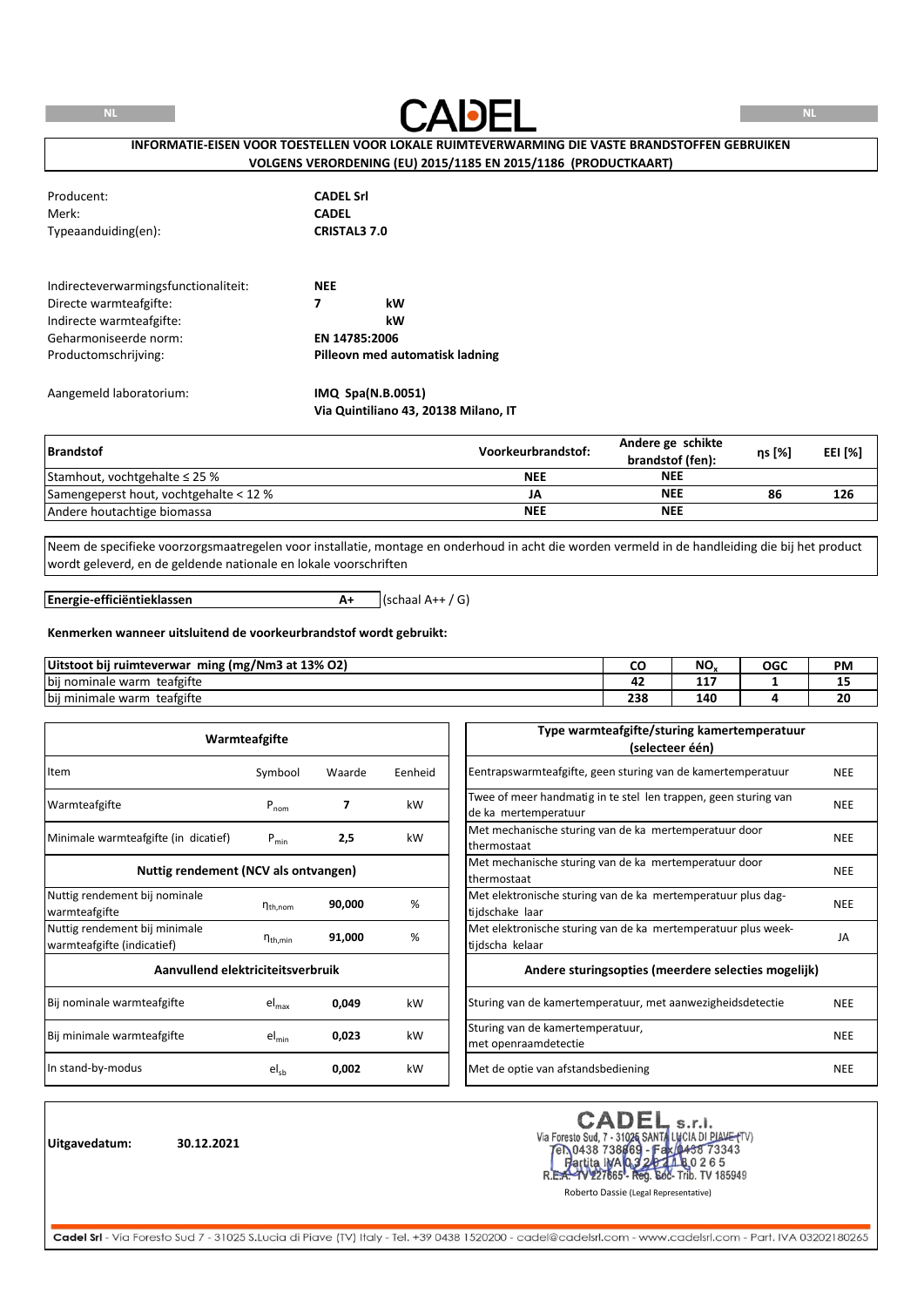CADEL

# INFORMATIE-EISEN VOOR TOESTELLEN VOOR LOKALE RUIMTEVERWARMING DIE VASTE BRANDSTOFFEN GEBRUIKEN VOLGENS VERORDENING (EU) 2015/1185 EN 2015/1186 (PRODUCTKAART)

| | |
|---|---|
| Producent: | **CADEL Srl** |
| Merk: | **CADEL** |
| Typeaanduiding(en): | **CRISTAL3 7.0** |

| | | |
|---|---|---|
| Indirecteverwarmingsfunctionaliteit: | **NEE** | |
| Directe warmteafgifte: | **7** | **kW** |
| Indirecte warmteafgifte: | | **kW** |
| Geharmoniseerde norm: | **EN 14785:2006** | |
| Productomschrijving: | **Pilleovn med automatisk ladning** | |

Aangemeld laboratorium: **IMQ Spa(N.B.0051)**
**Via Quintiliano 43, 20138 Milano, IT**

| **Brandstof** | **Voorkeurbrandstof:** | **Andere ge schikte brandstof (fen):** | **ηs [%]** | **EEI [%]** |
|---|---|---|---|---|
| Stamhout, vochtgehalte ≤ 25 % | **NEE** | **NEE** | | |
| Samengeperst hout, vochtgehalte < 12 % | **JA** | **NEE** | **86** | **126** |
| Andere houtachtige biomassa | **NEE** | **NEE** | | |

Neem de specifieke voorzorgsmaatregelen voor installatie, montage en onderhoud in acht die worden vermeld in de handleiding die bij het product wordt geleverd, en de geldende nationale en lokale voorschriften

| **Energie-efficiëntieklassen** | **A+** | (schaal A++ / G) |
|---|---|---|

**Kenmerken wanneer uitsluitend de voorkeurbrandstof wordt gebruikt:**

| **Uitstoot bij ruimteverwar ming (mg/Nm3 at 13% O2)** | **CO** | **$NO_x$** | **OGC** | **PM** |
|---|---|---|---|---|
| bij nominale warm teafgifte | **42** | **117** | **1** | **15** |
| bij minimale warm teafgifte | **238** | **140** | **4** | **20** |

| **Warmteafgifte** | | | |
|---|---|---|---|
| Item | Symbool | Waarde | Eenheid |
| Warmteafgifte | $P_{nom}$ | **7** | kW |
| Minimale warmteafgifte (in dicatief) | $P_{min}$ | **2,5** | kW |
| **Nuttig rendement (NCV als ontvangen)** | | | |
| Nuttig rendement bij nominale warmteafgifte | $\eta_{th,nom}$ | **90,000** | % |
| Nuttig rendement bij minimale warmteafgifte (indicatief) | $\eta_{th,min}$ | **91,000** | % |
| **Aanvullend elektriciteitsverbruik** | | | |
| Bij nominale warmteafgifte | $el_{max}$ | **0,049** | kW |
| Bij minimale warmteafgifte | $el_{min}$ | **0,023** | kW |
| In stand-by-modus | $el_{sb}$ | **0,002** | kW |

| **Type warmteafgifte/sturing kamertemperatuur (selecteer één)** | |
|---|---|
| Eentrapswarmteafgifte, geen sturing van de kamertemperatuur | NEE |
| Twee of meer handmatig in te stel len trappen, geen sturing van de ka mertemperatuur | NEE |
| Met mechanische sturing van de ka mertemperatuur door thermostaat | NEE |
| Met mechanische sturing van de ka mertemperatuur door thermostaat | NEE |
| Met elektronische sturing van de ka mertemperatuur plus dag-tijdschake laar | NEE |
| Met elektronische sturing van de ka mertemperatuur plus week-tijdscha kelaar | JA |
| **Andere sturingsopties (meerdere selecties mogelijk)** | |
| Sturing van de kamertemperatuur, met aanwezigheidsdetectie | NEE |
| Sturing van de kamertemperatuur, met openraamdetectie | NEE |
| Met de optie van afstandsbediening | NEE |

**Uitgavedatum:** **30.12.2021**

CADEL s.r.l.
Via Foresto Sud, 7 - 31025 SANTA LUCIA DI PIAVE (TV)
Tel. 0438 738669 - Fax 0438 73343
Partita IVA 03202180265
R.E.A. TV 227665 - Reg. Soc. Trib. TV 185949
Roberto Dassie (Legal Representative)

**Cadel Srl** - Via Foresto Sud 7 - 31025 S.Lucia di Piave (TV) Italy - Tel. +39 0438 1520200 - cadel@cadelsrl.com - www.cadelsrl.com - Part. IVA 03202180265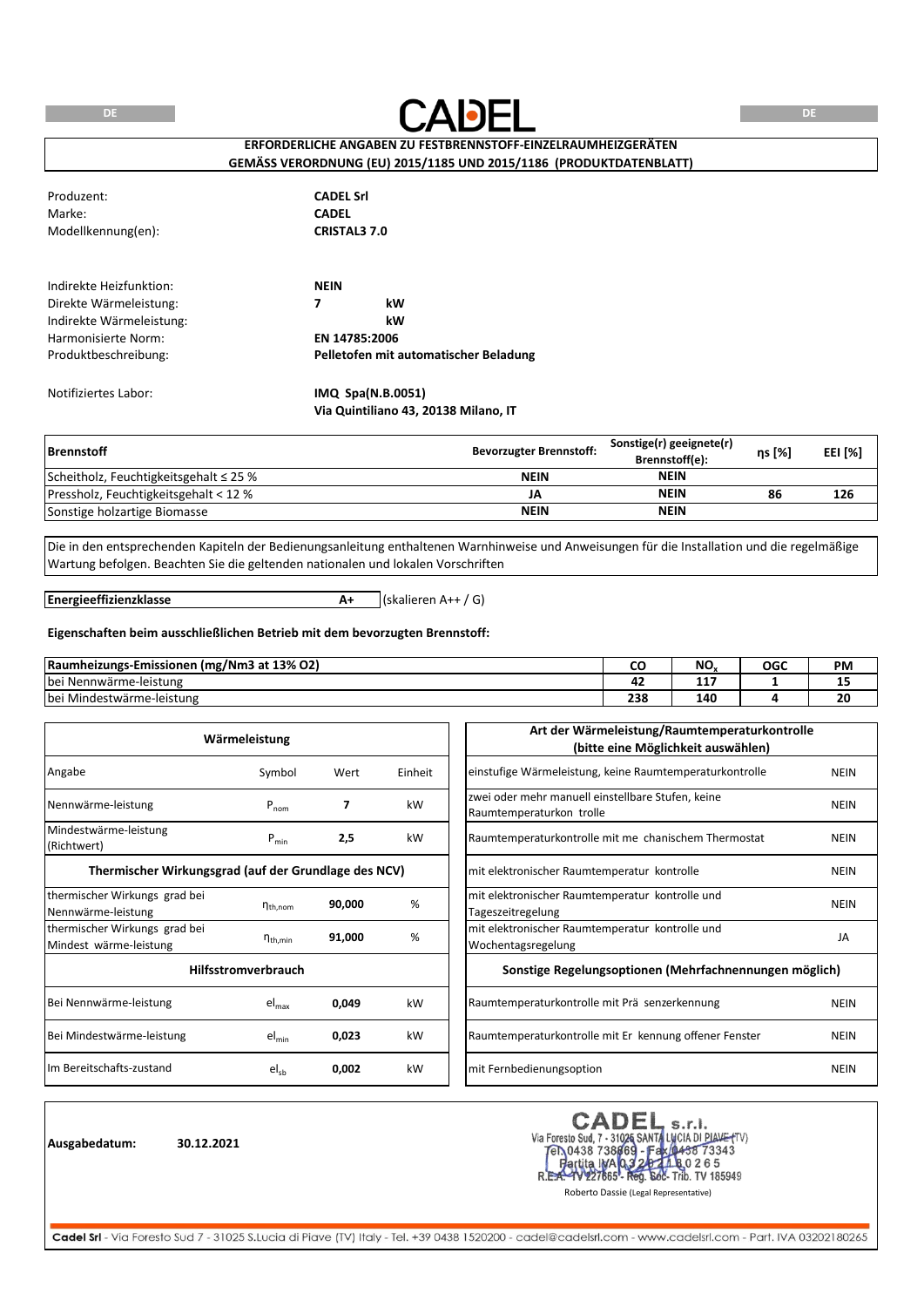# CADEL

DE

**ERFORDERLICHE ANGABEN ZU FESTBRENNSTOFF-EINZELRAUMHEIZGERÄTEN GEMÄSS VERORDNUNG (EU) 2015/1185 UND 2015/1186 (PRODUKTDATENBLATT)**

| | |
|---|---|
| Produzent: | **CADEL Srl** |
| Marke: | **CADEL** |
| Modellkennung(en): | **CRISTAL3 7.0** |

| | | |
|---|---|---|
| Indirekte Heizfunktion: | **NEIN** | |
| Direkte Wärmeleistung: | **7** | **kW** |
| Indirekte Wärmeleistung: | | **kW** |
| Harmonisierte Norm: | **EN 14785:2006** | |
| Produktbeschreibung: | **Pelletofen mit automatischer Beladung** | |

Notifiziertes Labor: **IMQ Spa(N.B.0051)**
**Via Quintiliano 43, 20138 Milano, IT**

| **Brennstoff** | **Bevorzugter Brennstoff:** | **Sonstige(r) geeignete(r) Brennstoff(e):** | **ηs [%]** | **EEI [%]** |
|---|---|---|---|---|
| Scheitholz, Feuchtigkeitsgehalt ≤ 25 % | **NEIN** | **NEIN** | | |
| Pressholz, Feuchtigkeitsgehalt < 12 % | **JA** | **NEIN** | **86** | **126** |
| Sonstige holzartige Biomasse | **NEIN** | **NEIN** | | |

Die in den entsprechenden Kapiteln der Bedienungsanleitung enthaltenen Warnhinweise und Anweisungen für die Installation und die regelmäßige Wartung befolgen. Beachten Sie die geltenden nationalen und lokalen Vorschriften

**Energieeffizienzklasse** **A+** (skalieren A++ / G)

**Eigenschaften beim ausschließlichen Betrieb mit dem bevorzugten Brennstoff:**

| **Raumheizungs-Emissionen (mg/Nm3 at 13% O2)** | **CO** | **$NO_x$** | **OGC** | **PM** |
|---|---|---|---|---|
| bei Nennwärme-leistung | **42** | **117** | **1** | **15** |
| bei Mindestwärme-leistung | **238** | **140** | **4** | **20** |

| **Wärmeleistung** | | | |
|---|---|---|---|
| Angabe | Symbol | Wert | Einheit |
| Nennwärme-leistung | $P_{nom}$ | **7** | kW |
| Mindestwärme-leistung (Richtwert) | $P_{min}$ | **2,5** | kW |
| **Thermischer Wirkungsgrad (auf der Grundlage des NCV)** | | | |
| thermischer Wirkungs grad bei Nennwärme-leistung | $\eta_{th,nom}$ | **90,000** | % |
| thermischer Wirkungs grad bei Mindest wärme-leistung | $\eta_{th,min}$ | **91,000** | % |
| **Hilfsstromverbrauch** | | | |
| Bei Nennwärme-leistung | $el_{max}$ | **0,049** | kW |
| Bei Mindestwärme-leistung | $el_{min}$ | **0,023** | kW |
| Im Bereitschafts-zustand | $el_{sb}$ | **0,002** | kW |

| **Art der Wärmeleistung/Raumtemperaturkontrolle (bitte eine Möglichkeit auswählen)** | |
|---|---|
| einstufige Wärmeleistung, keine Raumtemperaturkontrolle | NEIN |
| zwei oder mehr manuell einstellbare Stufen, keine Raumtemperaturkon trolle | NEIN |
| Raumtemperaturkontrolle mit me chanischem Thermostat | NEIN |
| mit elektronischer Raumtemperatur kontrolle | NEIN |
| mit elektronischer Raumtemperatur kontrolle und Tageszeitregelung | NEIN |
| mit elektronischer Raumtemperatur kontrolle und Wochentagsregelung | JA |
| **Sonstige Regelungsoptionen (Mehrfachnennungen möglich)** | |
| Raumtemperaturkontrolle mit Prä senzerkennung | NEIN |
| Raumtemperaturkontrolle mit Er kennung offener Fenster | NEIN |
| mit Fernbedienungsoption | NEIN |

**Ausgabedatum:** **30.12.2021**

CADEL s.r.l.
Via Foresto Sud, 7 - 31025 SANTA LUCIA DI PIAVE (TV)
Tel. 0438 738669 - Fax 0438 73343
Partita IVA 03202180265
R.E.A. TV 227665 - Reg. Soc. Trib. TV 185949

Roberto Dassie (Legal Representative)

**Cadel Srl** - Via Foresto Sud 7 - 31025 S.Lucia di Piave (TV) Italy - Tel. +39 0438 1520200 - cadel@cadelsrl.com - www.cadelsrl.com - Part. IVA 03202180265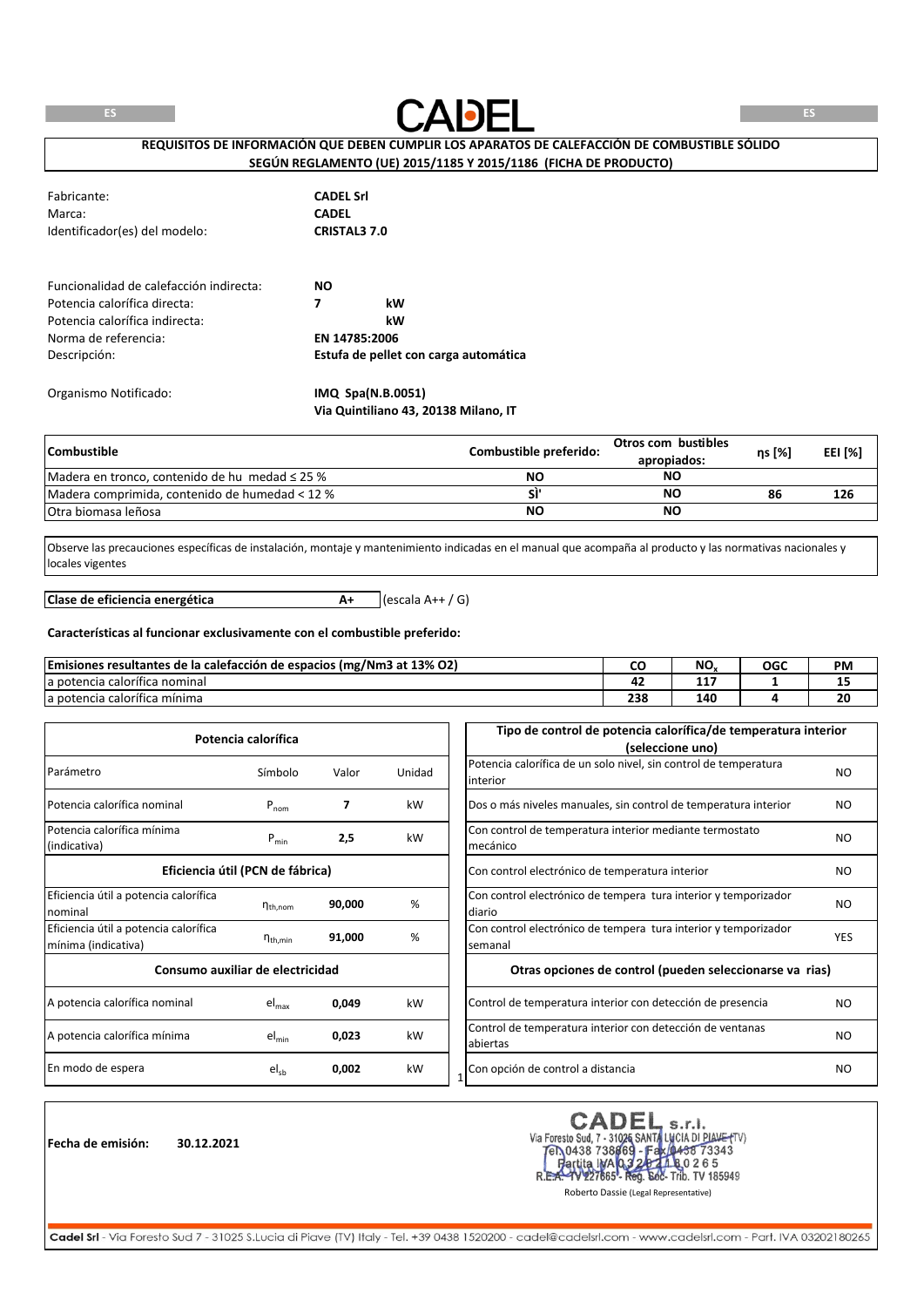CADEL

**REQUISITOS DE INFORMACIÓN QUE DEBEN CUMPLIR LOS APARATOS DE CALEFACCIÓN DE COMBUSTIBLE SÓLIDO SEGÚN REGLAMENTO (UE) 2015/1185 Y 2015/1186 (FICHA DE PRODUCTO)**

| | |
|---|---|
| Fabricante: | **CADEL Srl** |
| Marca: | **CADEL** |
| Identificador(es) del modelo: | **CRISTAL3 7.0** |

| | | |
|---|---|---|
| Funcionalidad de calefacción indirecta: | **NO** | |
| Potencia calorífica directa: | **7** | **kW** |
| Potencia calorífica indirecta: | | **kW** |
| Norma de referencia: | **EN 14785:2006** | |
| Descripción: | **Estufa de pellet con carga automática** | |

Organismo Notificado: **IMQ Spa(N.B.0051)**
**Via Quintiliano 43, 20138 Milano, IT**

| **Combustible** | **Combustible preferido:** | **Otros com bustibles apropiados:** | **ηs [%]** | **EEI [%]** |
|---|---|---|---|---|
| Madera en tronco, contenido de hu medad ≤ 25 % | **NO** | **NO** | | |
| Madera comprimida, contenido de humedad < 12 % | **SÌ'** | **NO** | **86** | **126** |
| Otra biomasa leñosa | **NO** | **NO** | | |

Observe las precauciones específicas de instalación, montaje y mantenimiento indicadas en el manual que acompaña al producto y las normativas nacionales y locales vigentes

| **Clase de eficiencia energética** | **A+** | (escala A++ / G) |
|---|---|---|

**Características al funcionar exclusivamente con el combustible preferido:**

| **Emisiones resultantes de la calefacción de espacios (mg/Nm3 at 13% O2)** | **CO** | **$NO_x$** | **OGC** | **PM** |
|---|---|---|---|---|
| a potencia calorífica nominal | **42** | **117** | **1** | **15** |
| a potencia calorífica mínima | **238** | **140** | **4** | **20** |

| **Potencia calorífica** | | | |
|---|---|---|---|
| Parámetro | Símbolo | Valor | Unidad |
| Potencia calorífica nominal | $P_{nom}$ | **7** | kW |
| Potencia calorífica mínima (indicativa) | $P_{min}$ | **2,5** | kW |
| **Eficiencia útil (PCN de fábrica)** | | | |
| Eficiencia útil a potencia calorífica nominal | $\eta_{th,nom}$ | **90,000** | % |
| Eficiencia útil a potencia calorífica mínima (indicativa) | $\eta_{th,min}$ | **91,000** | % |
| **Consumo auxiliar de electricidad** | | | |
| A potencia calorífica nominal | $el_{max}$ | **0,049** | kW |
| A potencia calorífica mínima | $el_{min}$ | **0,023** | kW |
| En modo de espera | $el_{sb}$ | **0,002** | kW |

| **Tipo de control de potencia calorífica/de temperatura interior (seleccione uno)** | |
|---|---|
| Potencia calorífica de un solo nivel, sin control de temperatura interior | NO |
| Dos o más niveles manuales, sin control de temperatura interior | NO |
| Con control de temperatura interior mediante termostato mecánico | NO |
| Con control electrónico de temperatura interior | NO |
| Con control electrónico de tempera tura interior y temporizador diario | NO |
| Con control electrónico de tempera tura interior y temporizador semanal | YES |
| **Otras opciones de control (pueden seleccionarse va rias)** | |
| Control de temperatura interior con detección de presencia | NO |
| Control de temperatura interior con detección de ventanas abiertas | NO |
| Con opción de control a distancia | NO |

**Fecha de emisión:** **30.12.2021**

CADEL s.r.l.
Via Foresto Sud, 7 - 31025 SANTA LUCIA DI PIAVE (TV)
Tel. 0438 738669 - Fax 0438 73343
Partita IVA 03202180265
R.E.A. TV 227865 - Reg. Soc. Trib. TV 185949
Roberto Dassie (Legal Representative)

**Cadel Srl** - Via Foresto Sud 7 - 31025 S.Lucia di Piave (TV) Italy - Tel. +39 0438 1520200 - cadel@cadelsrl.com - www.cadelsrl.com - Part. IVA 03202180265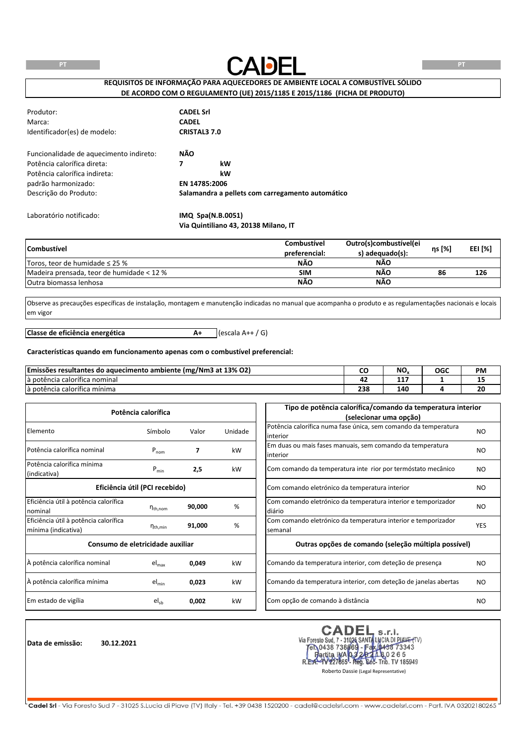# CADEL

## REQUISITOS DE INFORMAÇÃO PARA AQUECEDORES DE AMBIENTE LOCAL A COMBUSTÍVEL SÓLIDO DE ACORDO COM O REGULAMENTO (UE) 2015/1185 E 2015/1186 (FICHA DE PRODUTO)

| | |
|---|---|
| Produtor: | **CADEL Srl** |
| Marca: | **CADEL** |
| Identificador(es) de modelo: | **CRISTAL3 7.0** |
| Funcionalidade de aquecimento indireto: | **NÃO** |
| Potência calorífica direta: | **7 kW** |
| Potência calorífica indireta: | **kW** |
| padrão harmonizado: | **EN 14785:2006** |
| Descrição do Produto: | **Salamandra a pellets com carregamento automático** |
| Laboratório notificado: | **IMQ Spa(N.B.0051)**<br>**Via Quintiliano 43, 20138 Milano, IT** |

| Combustível | Combustível preferencial: | Outro(s)combustível(ei s) adequado(s): | ηs [%] | EEI [%] |
|---|---|---|---|---|
| Toros, teor de humidade ≤ 25 % | NÃO | NÃO | | |
| Madeira prensada, teor de humidade < 12 % | SIM | NÃO | 86 | 126 |
| Outra biomassa lenhosa | NÃO | NÃO | | |

Observe as precauções específicas de instalação, montagem e manutenção indicadas no manual que acompanha o produto e as regulamentações nacionais e locais em vigor

**Classe de eficiência energética** **A+** (escala A++ / G)

**Características quando em funcionamento apenas com o combustível preferencial:**

| Emissões resultantes do aquecimento ambiente (mg/Nm3 at 13% O2) | CO | $NO_x$ | OGC | PM |
|---|---|---|---|---|
| à potência calorífica nominal | 42 | 117 | 1 | 15 |
| à potência calorífica mínima | 238 | 140 | 4 | 20 |

| Potência calorífica | | | |
|---|---|---|---|
| Elemento | Símbolo | Valor | Unidade |
| Potência calorífica nominal | $P_{nom}$ | **7** | kW |
| Potência calorífica mínima (indicativa) | $P_{min}$ | **2,5** | kW |
| **Eficiência útil (PCI recebido)** | | | |
| Eficiência útil à potência calorífica nominal | $\eta_{th,nom}$ | **90,000** | % |
| Eficiência útil à potência calorífica mínima (indicativa) | $\eta_{th,min}$ | **91,000** | % |
| **Consumo de eletricidade auxiliar** | | | |
| À potência calorífica nominal | $el_{max}$ | **0,049** | kW |
| À potência calorífica mínima | $el_{min}$ | **0,023** | kW |
| Em estado de vigília | $el_{sb}$ | **0,002** | kW |

| Tipo de potência calorífica/comando da temperatura interior (selecionar uma opção) | |
|---|---|
| Potência calorífica numa fase única, sem comando da temperatura interior | NO |
| Em duas ou mais fases manuais, sem comando da temperatura interior | NO |
| Com comando da temperatura inte rior por termóstato mecânico | NO |
| Com comando eletrónico da temperatura interior | NO |
| Com comando eletrónico da temperatura interior e temporizador diário | NO |
| Com comando eletrónico da temperatura interior e temporizador semanal | YES |
| **Outras opções de comando (seleção múltipla possível)** | |
| Comando da temperatura interior, com deteção de presença | NO |
| Comando da temperatura interior, com deteção de janelas abertas | NO |
| Com opção de comando à distância | NO |

**Data de emissão:** **30.12.2021**

CADEL s.r.l.
Via Foresto Sud, 7 - 31025 SANTA LUCIA DI PIAVE (TV)
Tel. 0438 738669 - Fax 0438 73343
Partita IVA 03202180265
R.E.A. TV 227685 - Reg. Soc. Trib. TV 185949

Roberto Dassie (Legal Representative)

**Cadel Srl** - Via Foresto Sud 7 - 31025 S.Lucia di Piave (TV) Italy - Tel. +39 0438 1520200 - cadel@cadelsrl.com - www.cadelsrl.com - Part. IVA 03202180265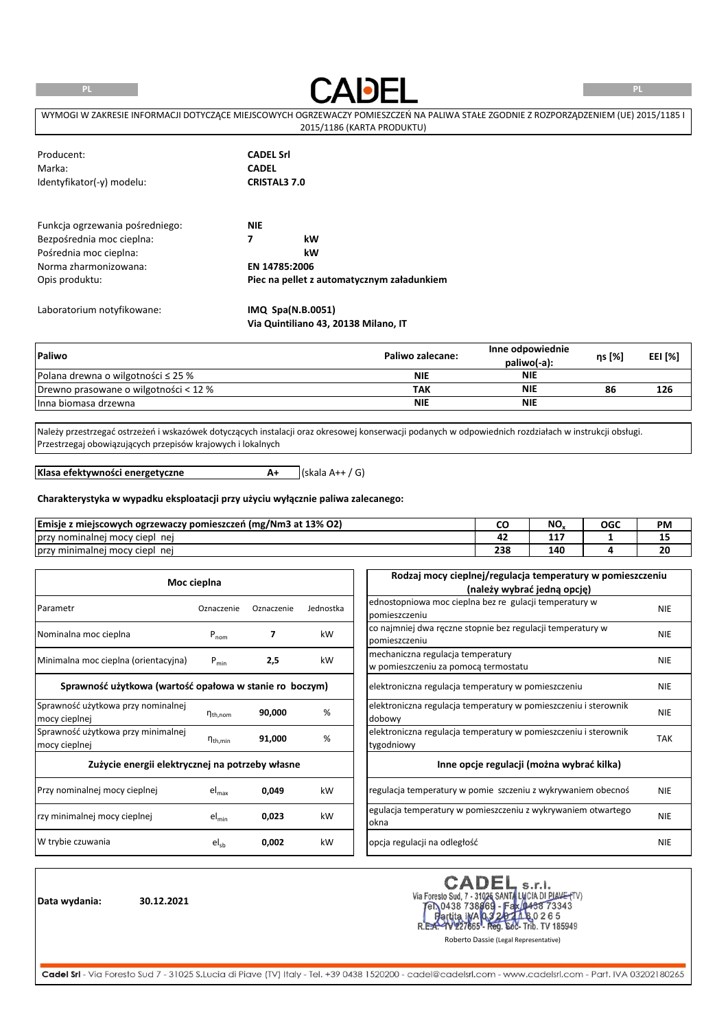CADEL

PL

WYMOGI W ZAKRESIE INFORMACJI DOTYCZĄCE MIEJSCOWYCH OGRZEWACZY POMIESZCZEŃ NA PALIWA STAŁE ZGODNIE Z ROZPORZĄDZENIEM (UE) 2015/1185 I 2015/1186 (KARTA PRODUKTU)

| | |
|---|---|
| Producent: | **CADEL Srl** |
| Marka: | **CADEL** |
| Identyfikator(-y) modelu: | **CRISTAL3 7.0** |

| | | |
|---|---|---|
| Funkcja ogrzewania pośredniego: | **NIE** | |
| Bezpośrednia moc cieplna: | **7** | **kW** |
| Pośrednia moc cieplna: | | **kW** |
| Norma zharmonizowana: | **EN 14785:2006** | |
| Opis produktu: | **Piec na pellet z automatycznym załadunkiem** | |
| Laboratorium notyfikowane: | **IMQ Spa(N.B.0051)** <br> **Via Quintiliano 43, 20138 Milano, IT** | |

| **Paliwo** | **Paliwo zalecane:** | **Inne odpowiednie paliwo(-a):** | **ηs [%]** | **EEI [%]** |
|---|---|---|---|---|
| Polana drewna o wilgotności ≤ 25 % | **NIE** | **NIE** | | |
| Drewno prasowane o wilgotności < 12 % | **TAK** | **NIE** | **86** | **126** |
| Inna biomasa drzewna | **NIE** | **NIE** | | |

Należy przestrzegać ostrzeżeń i wskazówek dotyczących instalacji oraz okresowej konserwacji podanych w odpowiednich rozdziałach w instrukcji obsługi. Przestrzegaj obowiązujących przepisów krajowych i lokalnych

**Klasa efektywności energetyczne** **A+** (skala A++ / G)

**Charakterystyka w wypadku eksploatacji przy użyciu wyłącznie paliwa zalecanego:**

| **Emisje z miejscowych ogrzewaczy pomieszczeń (mg/Nm3 at 13% O2)** | **CO** | **$NO_x$** | **OGC** | **PM** |
|---|---|---|---|---|
| przy nominalnej mocy ciepl nej | **42** | **117** | **1** | **15** |
| przy minimalnej mocy ciepl nej | **238** | **140** | **4** | **20** |

| **Moc cieplna** | | | |
|---|---|---|---|
| Parametr | Oznaczenie | Oznaczenie | Jednostka |
| Nominalna moc cieplna | $P_{nom}$ | **7** | kW |
| Minimalna moc cieplna (orientacyjna) | $P_{min}$ | **2,5** | kW |
| **Sprawność użytkowa (wartość opałowa w stanie ro boczym)** | | | |
| Sprawność użytkowa przy nominalnej mocy cieplnej | $\eta_{th,nom}$ | **90,000** | % |
| Sprawność użytkowa przy minimalnej mocy cieplnej | $\eta_{th,min}$ | **91,000** | % |
| **Zużycie energii elektrycznej na potrzeby własne** | | | |
| Przy nominalnej mocy cieplnej | $el_{max}$ | **0,049** | kW |
| rzy minimalnej mocy cieplnej | $el_{min}$ | **0,023** | kW |
| W trybie czuwania | $el_{sb}$ | **0,002** | kW |

| **Rodzaj mocy cieplnej/regulacja temperatury w pomieszczeniu (należy wybrać jedną opcję)** | |
|---|---|
| ednostopniowa moc cieplna bez re gulacji temperatury w pomieszczeniu | NIE |
| co najmniej dwa ręczne stopnie bez regulacji temperatury w pomieszczeniu | NIE |
| mechaniczna regulacja temperatury w pomieszczeniu za pomocą termostatu | NIE |
| elektroniczna regulacja temperatury w pomieszczeniu | NIE |
| elektroniczna regulacja temperatury w pomieszczeniu i sterownik dobowy | NIE |
| elektroniczna regulacja temperatury w pomieszczeniu i sterownik tygodniowy | TAK |
| **Inne opcje regulacji (można wybrać kilka)** | |
| regulacja temperatury w pomie szczeniu z wykrywaniem obecnoś | NIE |
| egulacja temperatury w pomieszczeniu z wykrywaniem otwartego okna | NIE |
| opcja regulacji na odległość | NIE |

**Data wydania:** **30.12.2021**

CADEL s.r.l.
Via Foresto Sud, 7 - 31025 SANTA LUCIA DI PIAVE (TV)
Tel. 0438 738669 - Fax 0438 73343
Partita IVA 03202180265
R.E.A. TV 227665 - Reg. Soc. Trib. TV 185949

Roberto Dassie (Legal Representative)

**Cadel Srl** - Via Foresto Sud 7 - 31025 S.Lucia di Piave (TV) Italy - Tel. +39 0438 1520200 - cadel@cadelsrl.com - www.cadelsrl.com - Part. IVA 03202180265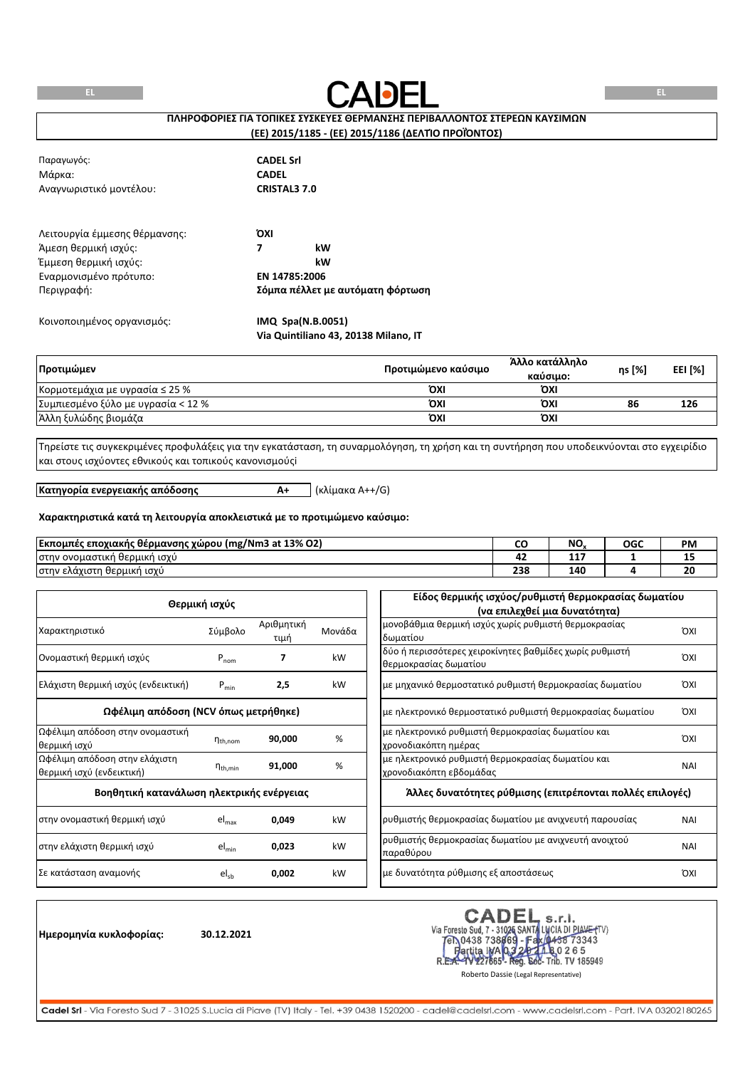# CADEL

## ΠΛΗΡΟΦΟΡΙΕΣ ΓΙΑ ΤΟΠΙΚΕΣ ΣΥΣΚΕΥΕΣ ΘΕΡΜΑΝΣΗΣ ΠΕΡΙΒΑΛΛΟΝΤΟΣ ΣΤΕΡΕΩΝ ΚΑΥΣΙΜΩΝ (ΕΕ) 2015/1185 - (ΕΕ) 2015/1186 (ΔΕΛΤΙΟ ΠΡΟΪΟΝΤΟΣ)

| | |
|---|---|
| Παραγωγός: | **CADEL Srl** |
| Μάρκα: | **CADEL** |
| Αναγνωριστικό μοντέλου: | **CRISTAL3 7.0** |

| | | |
|---|---|---|
| Λειτουργία έμμεσης θέρμανσης: | **ΌΧΙ** | |
| Άμεση θερμική ισχύς: | **7** | **kW** |
| Έμμεση θερμική ισχύς: | | **kW** |
| Εναρμονισμένο πρότυπο: | **EN 14785:2006** | |
| Περιγραφή: | **Σόμπα πέλλετ με αυτόματη φόρτωση** | |

Κοινοποιημένος οργανισμός: **IMQ Spa(N.B.0051)**
**Via Quintiliano 43, 20138 Milano, IT**

| Προτιμώμεν | Προτιμώμενο καύσιμο | Άλλο κατάλληλο καύσιμο: | ηs [%] | EEI [%] |
|---|---|---|---|---|
| Κορμοτεμάχια με υγρασία ≤ 25 % | ΌΧΙ | ΌΧΙ | | |
| Συμπιεσμένο ξύλο με υγρασία < 12 % | ΌΧΙ | ΌΧΙ | 86 | 126 |
| Άλλη ξυλώδης βιομάζα | ΌΧΙ | ΌΧΙ | | |

Τηρείστε τις συγκεκριμένες προφυλάξεις για την εγκατάσταση, τη συναρμολόγηση, τη χρήση και τη συντήρηση που υποδεικνύονται στο εγχειρίδιο και στους ισχύοντες εθνικούς και τοπικούς κανονισμούςϊ

**Κατηγορία ενεργειακής απόδοσης** **A+** (κλίμακα A++/G)

**Χαρακτηριστικά κατά τη λειτουργία αποκλειστικά με το προτιμώμενο καύσιμο:**

| Εκπομπές εποχιακής θέρμανσης χώρου (mg/Nm3 at 13% O2) | CO | $NO_x$ | OGC | PM |
|---|---|---|---|---|
| στην ονομαστική θερμική ισχύ | 42 | 117 | 1 | 15 |
| στην ελάχιστη θερμική ισχύ | 238 | 140 | 4 | 20 |

| Θερμική ισχύς | | | |
|---|---|---|---|
| Χαρακτηριστικό | Σύμβολο | Αριθμητική τιμή | Μονάδα |
| Ονομαστική θερμική ισχύς | $P_{nom}$ | **7** | kW |
| Ελάχιστη θερμική ισχύς (ενδεικτική) | $P_{min}$ | **2,5** | kW |
| **Ωφέλιμη απόδοση (NCV όπως μετρήθηκε)** | | | |
| Ωφέλιμη απόδοση στην ονομαστική θερμική ισχύ | $\eta_{th,nom}$ | **90,000** | % |
| Ωφέλιμη απόδοση στην ελάχιστη θερμική ισχύ (ενδεικτική) | $\eta_{th,min}$ | **91,000** | % |
| **Βοηθητική κατανάλωση ηλεκτρικής ενέργειας** | | | |
| στην ονομαστική θερμική ισχύ | $el_{max}$ | **0,049** | kW |
| στην ελάχιστη θερμική ισχύ | $el_{min}$ | **0,023** | kW |
| Σε κατάσταση αναμονής | $el_{sb}$ | **0,002** | kW |

| Είδος θερμικής ισχύος/ρυθμιστή θερμοκρασίας δωματίου (να επιλεχθεί μια δυνατότητα) | |
|---|---|
| μονοβάθμια θερμική ισχύς χωρίς ρυθμιστή θερμοκρασίας δωματίου | ΌΧΙ |
| δύο ή περισσότερες χειροκίνητες βαθμίδες χωρίς ρυθμιστή θερμοκρασίας δωματίου | ΌΧΙ |
| με μηχανικό θερμοστατικό ρυθμιστή θερμοκρασίας δωματίου | ΌΧΙ |
| με ηλεκτρονικό θερμοστατικό ρυθμιστή θερμοκρασίας δωματίου | ΌΧΙ |
| με ηλεκτρονικό ρυθμιστή θερμοκρασίας δωματίου και χρονοδιακόπτη ημέρας | ΌΧΙ |
| με ηλεκτρονικό ρυθμιστή θερμοκρασίας δωματίου και χρονοδιακόπτη εβδομάδας | ΝΑΙ |
| **Άλλες δυνατότητες ρύθμισης (επιτρέπονται πολλές επιλογές)** | |
| ρυθμιστής θερμοκρασίας δωματίου με ανιχνευτή παρουσίας | ΝΑΙ |
| ρυθμιστής θερμοκρασίας δωματίου με ανιχνευτή ανοιχτού παραθύρου | ΝΑΙ |
| με δυνατότητα ρύθμισης εξ αποστάσεως | ΌΧΙ |

**Ημερομηνία κυκλοφορίας:** **30.12.2021**

CADEL s.r.l.
Via Foresto Sud, 7 - 31025 SANTA LUCIA DI PIAVE (TV)
Tel. 0438 738669 - Fax 0438 73343
Partita IVA 03202180265
R.E.A. TV 227665 - Reg. Soc. Trib. TV 185949

Roberto Dassie (Legal Representative)

**Cadel Srl** - Via Foresto Sud 7 - 31025 S.Lucia di Piave (TV) Italy - Tel. +39 0438 1520200 - cadel@cadelsrl.com - www.cadelsrl.com - Part. IVA 03202180265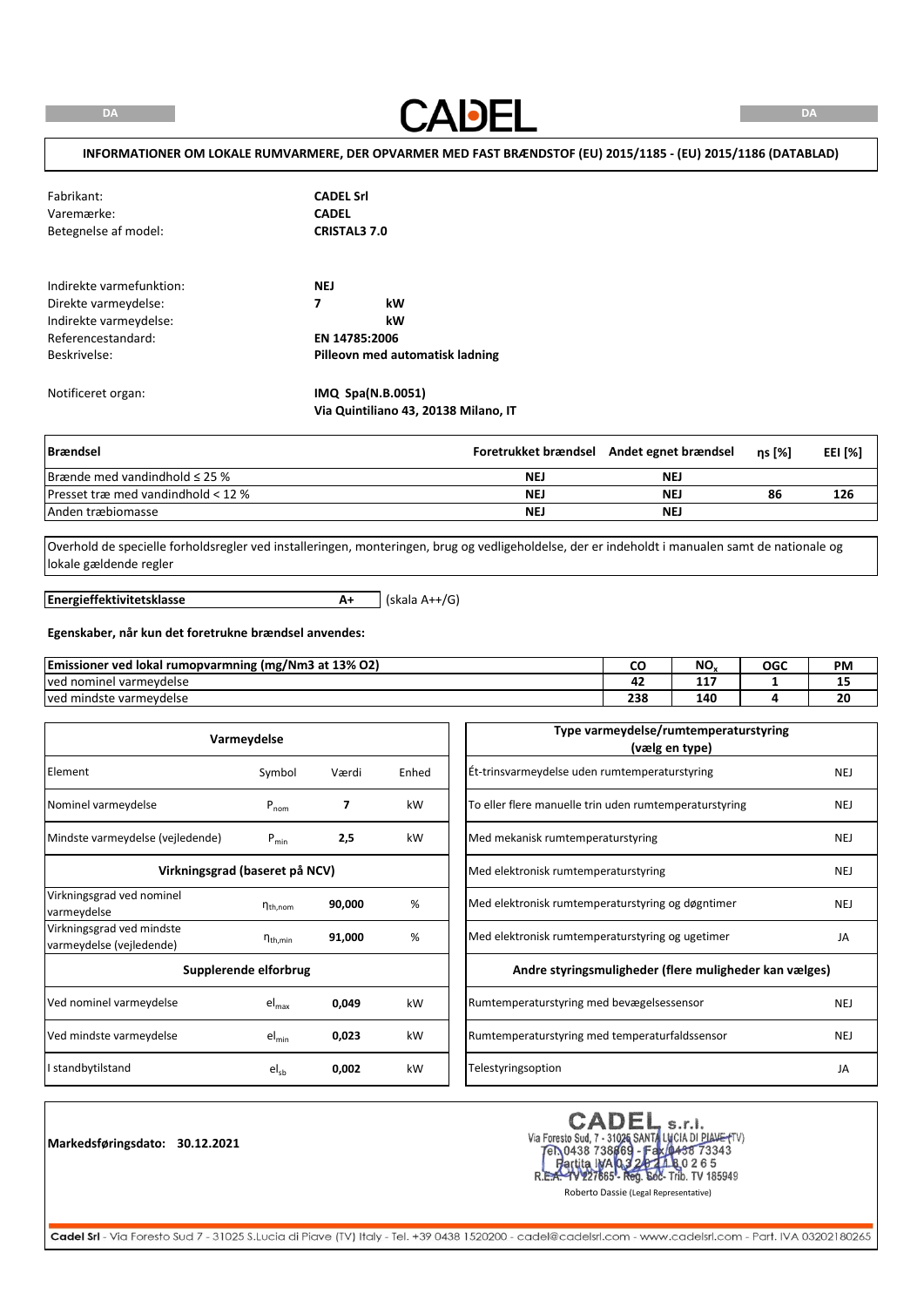# CADEL

**INFORMATIONER OM LOKALE RUMVARMERE, DER OPVARMER MED FAST BRÆNDSTOF (EU) 2015/1185 - (EU) 2015/1186 (DATABLAD)**

| | |
|---|---|
| Fabrikant: | **CADEL Srl** |
| Varemærke: | **CADEL** |
| Betegnelse af model: | **CRISTAL3 7.0** |

| | | |
|---|---|---|
| Indirekte varmefunktion: | **NEJ** | |
| Direkte varmeydelse: | **7** | **kW** |
| Indirekte varmeydelse: | | **kW** |
| Referencestandard: | **EN 14785:2006** | |
| Beskrivelse: | **Pilleovn med automatisk ladning** | |

Notificeret organ: **IMQ Spa(N.B.0051)**
**Via Quintiliano 43, 20138 Milano, IT**

| Brændsel | Foretrukket brændsel | Andet egnet brændsel | ηs [%] | EEI [%] |
|---|---|---|---|---|
| Brænde med vandindhold ≤ 25 % | NEJ | NEJ | | |
| Presset træ med vandindhold < 12 % | NEJ | NEJ | 86 | 126 |
| Anden træbiomasse | NEJ | NEJ | | |

Overhold de specielle forholdsregler ved installeringen, monteringen, brug og vedligeholdelse, der er indeholdt i manualen samt de nationale og lokale gældende regler

| **Energieffektivitetsklasse** | **A+** | (skala A++/G) |
|---|---|---|

**Egenskaber, når kun det foretrukne brændsel anvendes:**

| Emissioner ved lokal rumopvarmning (mg/Nm3 at 13% O2) | CO | $NO_x$ | OGC | PM |
|---|---|---|---|---|
| ved nominel varmeydelse | 42 | 117 | 1 | 15 |
| ved mindste varmeydelse | 238 | 140 | 4 | 20 |

| Varmeydelse | | | |
|---|---|---|---|
| Element | Symbol | Værdi | Enhed |
| Nominel varmeydelse | $P_{nom}$ | **7** | kW |
| Mindste varmeydelse (vejledende) | $P_{min}$ | **2,5** | kW |
| **Virkningsgrad (baseret på NCV)** | | | |
| Virkningsgrad ved nominel varmeydelse | $\eta_{th,nom}$ | **90,000** | % |
| Virkningsgrad ved mindste varmeydelse (vejledende) | $\eta_{th,min}$ | **91,000** | % |
| **Supplerende elforbrug** | | | |
| Ved nominel varmeydelse | $el_{max}$ | **0,049** | kW |
| Ved mindste varmeydelse | $el_{min}$ | **0,023** | kW |
| I standbytilstand | $el_{sb}$ | **0,002** | kW |

| Type varmeydelse/rumtemperaturstyring (vælg en type) | |
|---|---|
| Ét-trinsvarmeydelse uden rumtemperaturstyring | NEJ |
| To eller flere manuelle trin uden rumtemperaturstyring | NEJ |
| Med mekanisk rumtemperaturstyring | NEJ |
| Med elektronisk rumtemperaturstyring | NEJ |
| Med elektronisk rumtemperaturstyring og døgntimer | NEJ |
| Med elektronisk rumtemperaturstyring og ugetimer | JA |
| **Andre styringsmuligheder (flere muligheder kan vælges)** | |
| Rumtemperaturstyring med bevægelsessensor | NEJ |
| Rumtemperaturstyring med temperaturfaldssensor | NEJ |
| Telestyringsoption | JA |

**Markedsføringsdato: 30.12.2021**

CADEL s.r.l.
Via Foresto Sud, 7 - 31025 SANTA LUCIA DI PIAVE (TV)
Tel. 0438 738669 - Fax 0438 73343
Partita IVA 03202180265
R.E.A. TV 227665 - Reg. Soc. Trib. TV 185949
Roberto Dassie (Legal Representative)

Cadel Srl - Via Foresto Sud 7 - 31025 S.Lucia di Piave (TV) Italy - Tel. +39 0438 1520200 - cadel@cadelsrl.com - www.cadelsrl.com - Part. IVA 03202180265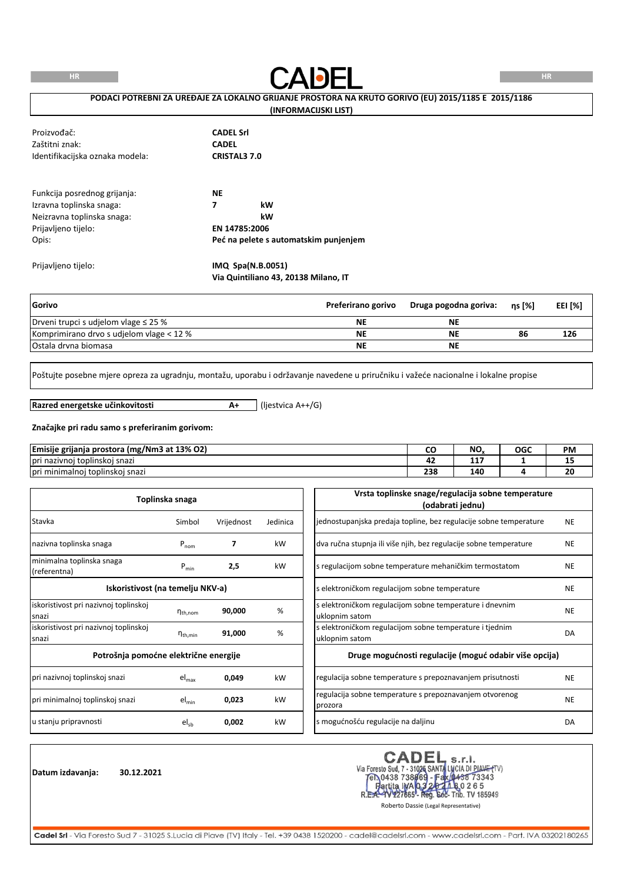CADEL

## PODACI POTREBNI ZA UREĐAJE ZA LOKALNO GRIJANJE PROSTORA NA KRUTO GORIVO (EU) 2015/1185 E 2015/1186 (INFORMACIJSKI LIST)

| | |
|---|---|
| Proizvođač: | **CADEL Srl** |
| Zaštitni znak: | **CADEL** |
| Identifikacijska oznaka modela: | **CRISTAL3 7.0** |

| | | |
|---|---|---|
| Funkcija posrednog grijanja: | **NE** | |
| Izravna toplinska snaga: | **7** | **kW** |
| Neizravna toplinska snaga: | | **kW** |
| Prijavljeno tijelo: | **EN 14785:2006** | |
| Opis: | **Peć na pelete s automatskim punjenjem** | |

Prijavljeno tijelo: **IMQ Spa(N.B.0051)**
**Via Quintiliano 43, 20138 Milano, IT**

| Gorivo | Preferirano gorivo | Druga pogodna goriva: | ηs [%] | EEI [%] |
|---|---|---|---|---|
| Drveni trupci s udjelom vlage ≤ 25 % | NE | NE | | |
| Komprimirano drvo s udjelom vlage < 12 % | NE | NE | 86 | 126 |
| Ostala drvna biomasa | NE | NE | | |

Poštujte posebne mjere opreza za ugradnju, montažu, uporabu i održavanje navedene u priručniku i važeće nacionalne i lokalne propise

**Razred energetske učinkovitosti** **A+** (ljestvica A++/G)

**Značajke pri radu samo s preferiranim gorivom:**

| Emisije grijanja prostora (mg/Nm3 at 13% O2) | CO | $NO_x$ | OGC | PM |
|---|---|---|---|---|
| pri nazivnoj toplinskoj snazi | 42 | 117 | 1 | 15 |
| pri minimalnoj toplinskoj snazi | 238 | 140 | 4 | 20 |

| Toplinska snaga | | | |
|---|---|---|---|
| Stavka | Simbol | Vrijednost | Jedinica |
| nazivna toplinska snaga | $P_{nom}$ | **7** | kW |
| minimalna toplinska snaga (referentna) | $P_{min}$ | **2,5** | kW |
| **Iskoristivost (na temelju NKV-a)** | | | |
| iskoristivost pri nazivnoj toplinskoj snazi | $\eta_{th,nom}$ | **90,000** | % |
| iskoristivost pri nazivnoj toplinskoj snazi | $\eta_{th,min}$ | **91,000** | % |
| **Potrošnja pomoćne električne energije** | | | |
| pri nazivnoj toplinskoj snazi | $el_{max}$ | **0,049** | kW |
| pri minimalnoj toplinskoj snazi | $el_{min}$ | **0,023** | kW |
| u stanju pripravnosti | $el_{sb}$ | **0,002** | kW |

| Vrsta toplinske snage/regulacija sobne temperature (odabrati jednu) | |
|---|---|
| jednostupanjska predaja topline, bez regulacije sobne temperature | NE |
| dva ručna stupnja ili više njih, bez regulacije sobne temperature | NE |
| s regulacijom sobne temperature mehaničkim termostatom | NE |
| s elektroničkom regulacijom sobne temperature | NE |
| s elektroničkom regulacijom sobne temperature i dnevnim uklopnim satom | NE |
| s elektroničkom regulacijom sobne temperature i tjednim uklopnim satom | DA |
| **Druge mogućnosti regulacije (moguć odabir više opcija)** | |
| regulacija sobne temperature s prepoznavanjem prisutnosti | NE |
| regulacija sobne temperature s prepoznavanjem otvorenog prozora | NE |
| s mogućnošću regulacije na daljinu | DA |

**Datum izdavanja:** 30.12.2021

CADEL s.r.l.
Via Foresto Sud, 7 - 31025 SANTA LUCIA DI PIAVE (TV)
Tel. 0438 738669 - Fax 0438 73343
Partita IVA 03202180265
R.E.A. TV 227665 - Reg. Soc. Trib. TV 185949
Roberto Dassie (Legal Representative)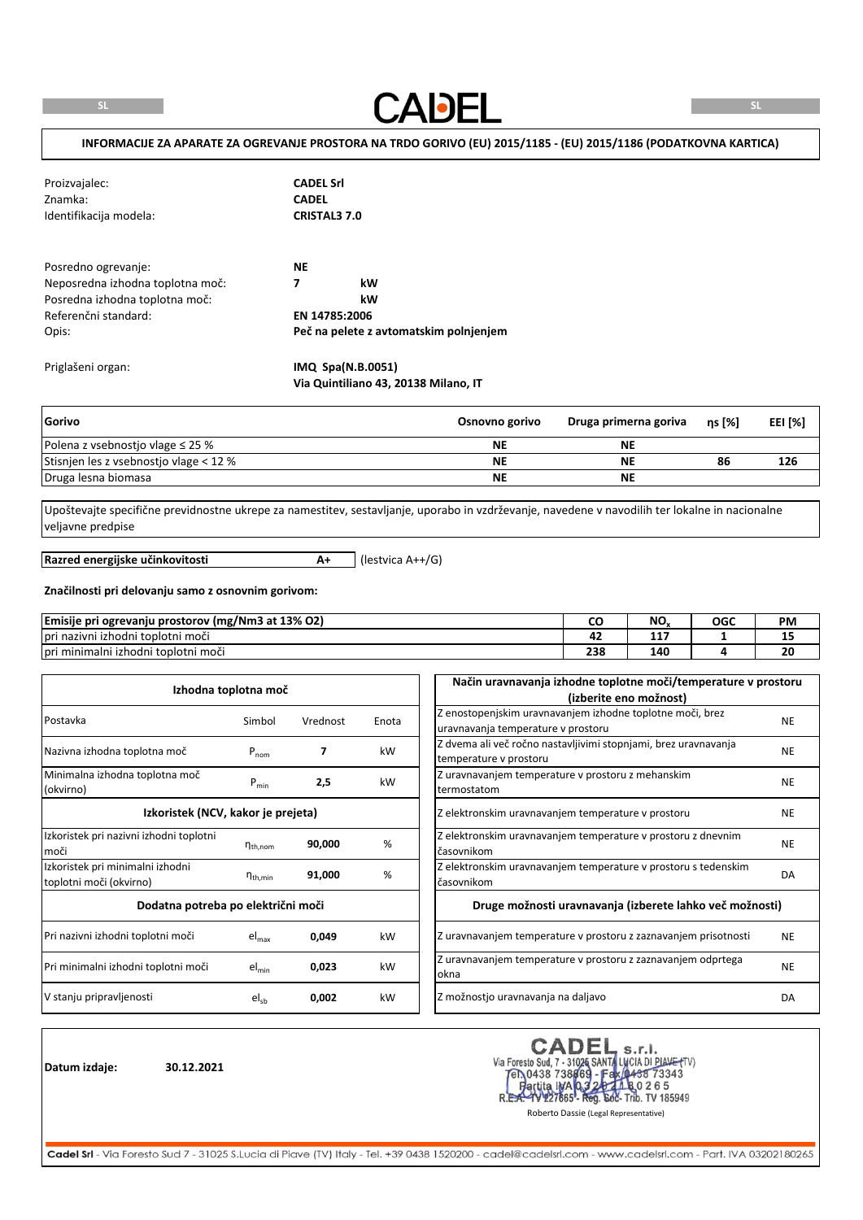# INFORMACIJE ZA APARATE ZA OGREVANJE PROSTORA NA TRDO GORIVO (EU) 2015/1185 - (EU) 2015/1186 (PODATKOVNA KARTICA)

| | |
|---|---|
| Proizvajalec: | **CADEL Srl** |
| Znamka: | **CADEL** |
| Identifikacija modela: | **CRISTAL3 7.0** |

| | | |
|---|---|---|
| Posredno ogrevanje: | **NE** | |
| Neposredna izhodna toplotna moč: | **7** | **kW** |
| Posredna izhodna toplotna moč: | | **kW** |
| Referenčni standard: | **EN 14785:2006** | |
| Opis: | **Peč na pelete z avtomatskim polnjenjem** | |

Priglašeni organ: **IMQ Spa(N.B.0051)**
**Via Quintiliano 43, 20138 Milano, IT**

| Gorivo | Osnovno gorivo | Druga primerna goriva | ηs [%] | EEI [%] |
|---|---|---|---|---|
| Polena z vsebnostjo vlage ≤ 25 % | NE | NE | | |
| Stisnjen les z vsebnostjo vlage < 12 % | NE | NE | 86 | 126 |
| Druga lesna biomasa | NE | NE | | |

Upoštevajte specifične previdnostne ukrepe za namestitev, sestavljanje, uporabo in vzdrževanje, navedene v navodilih ter lokalne in nacionalne veljavne predpise

**Razred energijske učinkovitosti** **A+** (lestvica A++/G)

**Značilnosti pri delovanju samo z osnovnim gorivom:**

| Emisije pri ogrevanju prostorov (mg/Nm3 at 13% O2) | CO | $NO_x$ | OGC | PM |
|---|---|---|---|---|
| pri nazivni izhodni toplotni moči | 42 | 117 | 1 | 15 |
| pri minimalni izhodni toplotni moči | 238 | 140 | 4 | 20 |

| Izhodna toplotna moč | | | |
|---|---|---|---|
| Postavka | Simbol | Vrednost | Enota |
| Nazivna izhodna toplotna moč | $P_{nom}$ | **7** | kW |
| Minimalna izhodna toplotna moč (okvirno) | $P_{min}$ | **2,5** | kW |
| **Izkoristek (NCV, kakor je prejeta)** | | | |
| Izkoristek pri nazivni izhodni toplotni moči | $\eta_{th,nom}$ | **90,000** | % |
| Izkoristek pri minimalni izhodni toplotni moči (okvirno) | $\eta_{th,min}$ | **91,000** | % |
| **Dodatna potreba po električni moči** | | | |
| Pri nazivni izhodni toplotni moči | $el_{max}$ | **0,049** | kW |
| Pri minimalni izhodni toplotni moči | $el_{min}$ | **0,023** | kW |
| V stanju pripravljenosti | $el_{sb}$ | **0,002** | kW |

| Način uravnavanja izhodne toplotne moči/temperature v prostoru (izberite eno možnost) | |
|---|---|
| Z enostopenjskim uravnavanjem izhodne toplotne moči, brez uravnavanja temperature v prostoru | NE |
| Z dvema ali več ročno nastavljivimi stopnjami, brez uravnavanja temperature v prostoru | NE |
| Z uravnavanjem temperature v prostoru z mehanskim termostatom | NE |
| Z elektronskim uravnavanjem temperature v prostoru | NE |
| Z elektronskim uravnavanjem temperature v prostoru z dnevnim časovnikom | NE |
| Z elektronskim uravnavanjem temperature v prostoru s tedenskim časovnikom | DA |
| **Druge možnosti uravnavanja (izberete lahko več možnosti)** | |
| Z uravnavanjem temperature v prostoru z zaznavanjem prisotnosti | NE |
| Z uravnavanjem temperature v prostoru z zaznavanjem odprtega okna | NE |
| Z možnostjo uravnavanja na daljavo | DA |

**Datum izdaje:** 30.12.2021

CADEL s.r.l.
Via Foresto Sud, 7 - 31025 SANTA LUCIA DI PIAVE (TV)
Tel. 0438 738669 - Fax 0438 73343
Partita IVA 03202180265
R.E.A. TV 227665 - Reg. Soc. Trib. TV 185949

Roberto Dassie (Legal Representative)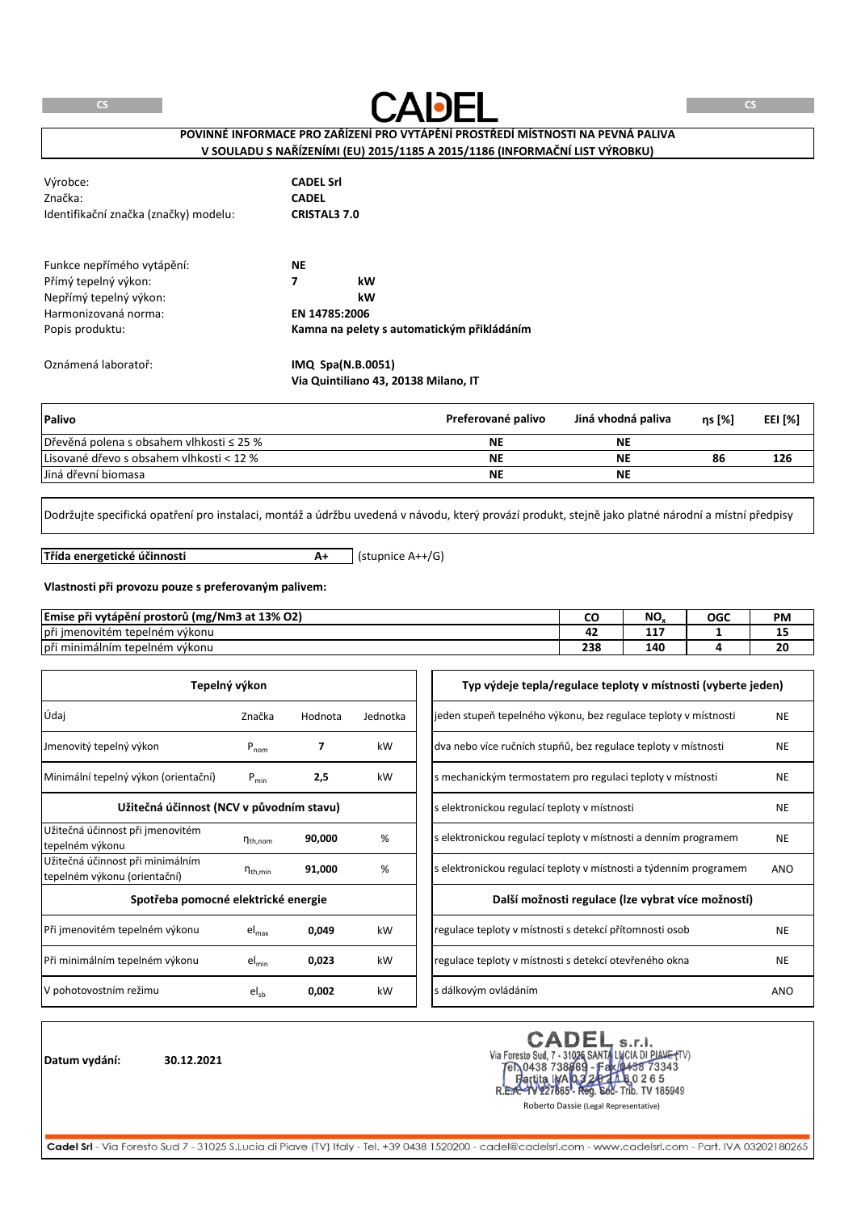# POVINNÉ INFORMACE PRO ZAŘÍZENÍ PRO VYTÁPĚNÍ PROSTŘEDÍ MÍSTNOSTI NA PEVNÁ PALIVA V SOULADU S NAŘÍZENÍMI (EU) 2015/1185 A 2015/1186 (INFORMAČNÍ LIST VÝROBKU)

| | |
|---|---|
| Výrobce: | **CADEL Srl** |
| Značka: | **CADEL** |
| Identifikační značka (značky) modelu: | **CRISTAL3 7.0** |

| | | |
|---|---|---|
| Funkce nepřímého vytápění: | **NE** | |
| Přímý tepelný výkon: | **7** | **kW** |
| Nepřímý tepelný výkon: | | **kW** |
| Harmonizovaná norma: | **EN 14785:2006** | |
| Popis produktu: | **Kamna na pelety s automatickým přikládáním** | |

Oznámená laboratoř: **IMQ Spa(N.B.0051)**
**Via Quintiliano 43, 20138 Milano, IT**

| Palivo | Preferované palivo | Jiná vhodná paliva | ηs [%] | EEI [%] |
|---|---|---|---|---|
| Dřevěná polena s obsahem vlhkosti ≤ 25 % | NE | NE | | |
| Lisované dřevo s obsahem vlhkosti < 12 % | NE | NE | 86 | 126 |
| Jiná dřevní biomasa | NE | NE | | |

Dodržujte specifická opatření pro instalaci, montáž a údržbu uvedená v návodu, který provází produkt, stejně jako platné národní a místní předpisy

**Třída energetické účinnosti** **A+** (stupnice A++/G)

**Vlastnosti při provozu pouze s preferovaným palivem:**

| Emise při vytápění prostorů (mg/Nm3 at 13% O2) | CO | $NO_x$ | OGC | PM |
|---|---|---|---|---|
| při jmenovitém tepelném výkonu | 42 | 117 | 1 | 15 |
| při minimálním tepelném výkonu | 238 | 140 | 4 | 20 |

| Tepelný výkon | | | |
|---|---|---|---|
| Údaj | Značka | Hodnota | Jednotka |
| Jmenovitý tepelný výkon | $P_{nom}$ | **7** | kW |
| Minimální tepelný výkon (orientační) | $P_{min}$ | **2,5** | kW |
| **Užitečná účinnost (NCV v původním stavu)** | | | |
| Užitečná účinnost při jmenovitém tepelném výkonu | $\eta_{th,nom}$ | **90,000** | % |
| Užitečná účinnost při minimálním tepelném výkonu (orientační) | $\eta_{th,min}$ | **91,000** | % |
| **Spotřeba pomocné elektrické energie** | | | |
| Při jmenovitém tepelném výkonu | $el_{max}$ | **0,049** | kW |
| Při minimálním tepelném výkonu | $el_{min}$ | **0,023** | kW |
| V pohotovostním režimu | $el_{sb}$ | **0,002** | kW |

| Typ výdeje tepla/regulace teploty v místnosti (vyberte jeden) | |
|---|---|
| jeden stupeň tepelného výkonu, bez regulace teploty v místnosti | NE |
| dva nebo více ručních stupňů, bez regulace teploty v místnosti | NE |
| s mechanickým termostatem pro regulaci teploty v místnosti | NE |
| s elektronickou regulací teploty v místnosti | NE |
| s elektronickou regulací teploty v místnosti a denním programem | NE |
| s elektronickou regulací teploty v místnosti a týdenním programem | ANO |
| **Další možnosti regulace (lze vybrat více možností)** | |
| regulace teploty v místnosti s detekcí přítomnosti osob | NE |
| regulace teploty v místnosti s detekcí otevřeného okna | NE |
| s dálkovým ovládáním | ANO |

**Datum vydání:** **30.12.2021**

CADEL s.r.l.
Via Foresto Sud, 7 - 31025 SANTA LUCIA DI PIAVE (TV)
Tel. 0438 738669 - Fax 0438 73343
Partita IVA 03202180265
R.E.A. TV 227665 - Reg. Soc. Trib. TV 185949

Roberto Dassie (Legal Representative)

**Cadel Srl** - Via Foresto Sud 7 - 31025 S.Lucia di Piave (TV) Italy - Tel. +39 0438 1520200 - cadel@cadelsrl.com - www.cadelsrl.com - Part. IVA 03202180265